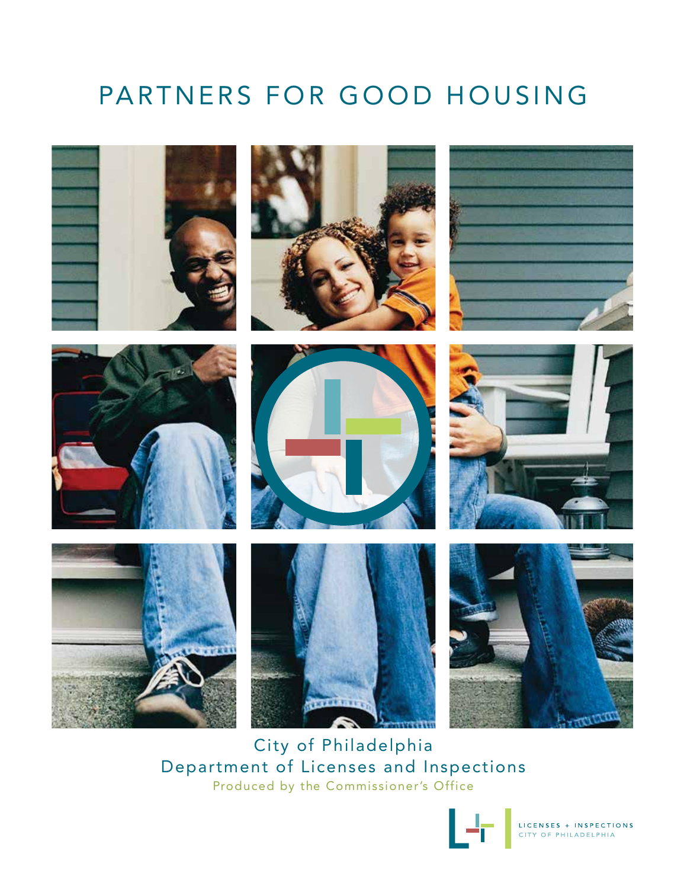# PARTNERS FOR GOOD HOUSING

City of Philadelphia
Department of Licenses and Inspections
Produced by the Commissioner's Office

LICENSES + INSPECTIONS
CITY OF PHILADELPHIA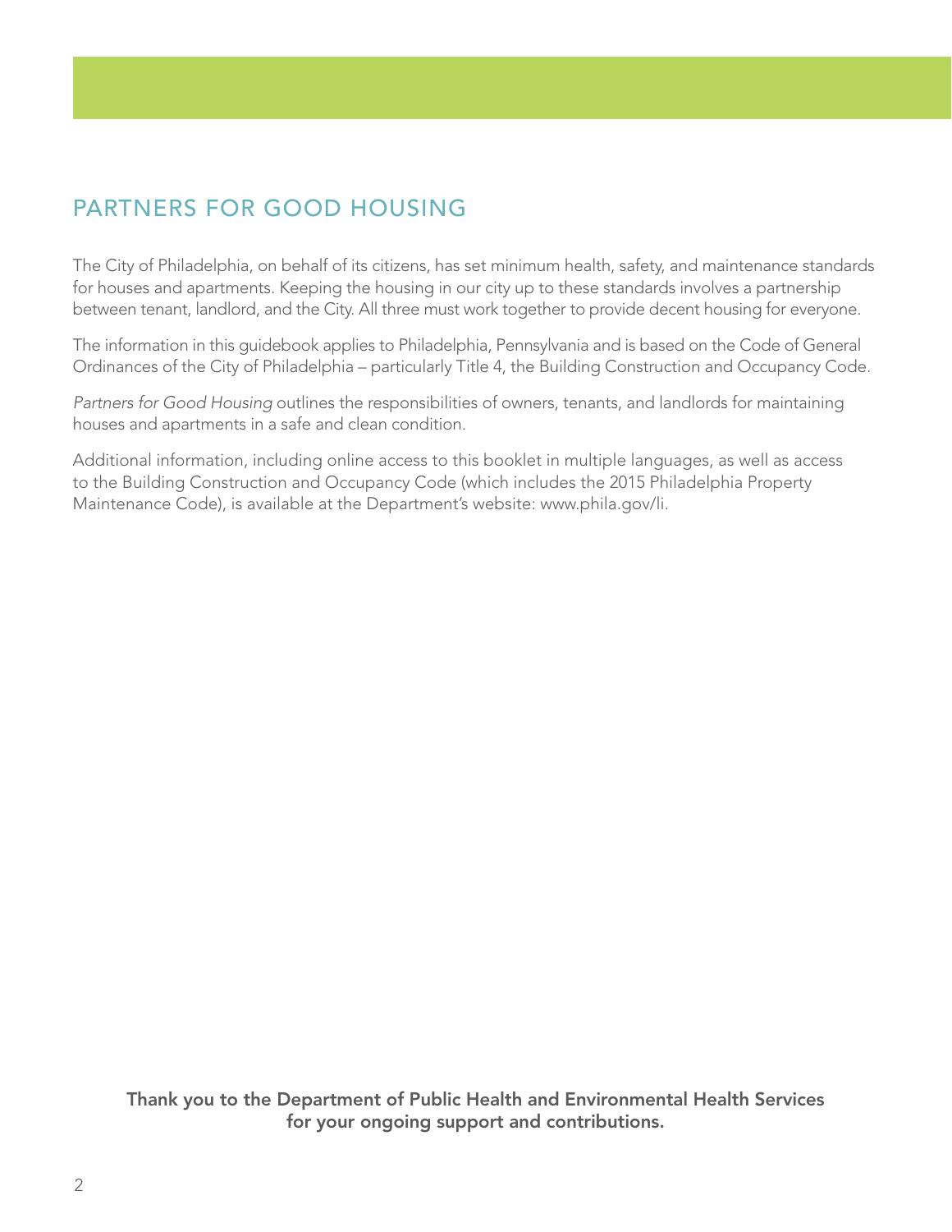# PARTNERS FOR GOOD HOUSING

The City of Philadelphia, on behalf of its citizens, has set minimum health, safety, and maintenance standards for houses and apartments. Keeping the housing in our city up to these standards involves a partnership between tenant, landlord, and the City. All three must work together to provide decent housing for everyone.

The information in this guidebook applies to Philadelphia, Pennsylvania and is based on the Code of General Ordinances of the City of Philadelphia – particularly Title 4, the Building Construction and Occupancy Code.

*Partners for Good Housing* outlines the responsibilities of owners, tenants, and landlords for maintaining houses and apartments in a safe and clean condition.

Additional information, including online access to this booklet in multiple languages, as well as access to the Building Construction and Occupancy Code (which includes the 2015 Philadelphia Property Maintenance Code), is available at the Department's website: www.phila.gov/li.

**Thank you to the Department of Public Health and Environmental Health Services for your ongoing support and contributions.**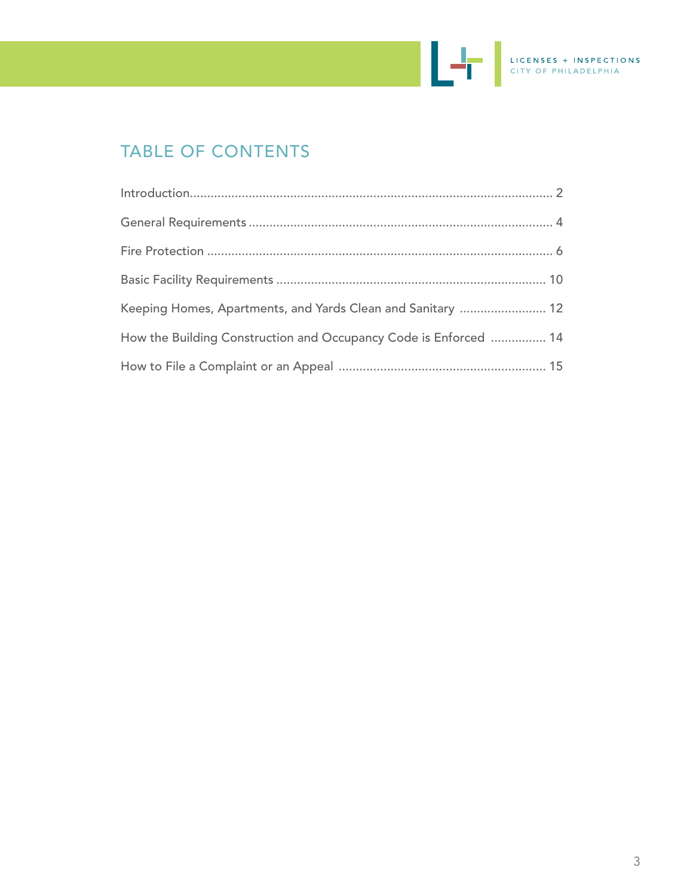## TABLE OF CONTENTS

| | |
|---|---|
| Introduction | 2 |
| General Requirements | 4 |
| Fire Protection | 6 |
| Basic Facility Requirements | 10 |
| Keeping Homes, Apartments, and Yards Clean and Sanitary | 12 |
| How the Building Construction and Occupancy Code is Enforced | 14 |
| How to File a Complaint or an Appeal | 15 |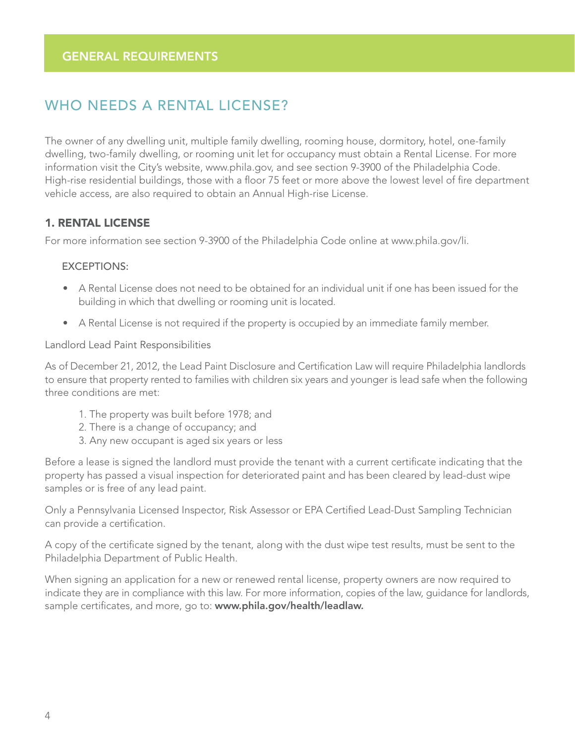# GENERAL REQUIREMENTS

## WHO NEEDS A RENTAL LICENSE?

The owner of any dwelling unit, multiple family dwelling, rooming house, dormitory, hotel, one-family dwelling, two-family dwelling, or rooming unit let for occupancy must obtain a Rental License. For more information visit the City's website, www.phila.gov, and see section 9-3900 of the Philadelphia Code. High-rise residential buildings, those with a floor 75 feet or more above the lowest level of fire department vehicle access, are also required to obtain an Annual High-rise License.

### 1. RENTAL LICENSE

For more information see section 9-3900 of the Philadelphia Code online at www.phila.gov/li.

EXCEPTIONS:

- A Rental License does not need to be obtained for an individual unit if one has been issued for the building in which that dwelling or rooming unit is located.
- A Rental License is not required if the property is occupied by an immediate family member.

Landlord Lead Paint Responsibilities

As of December 21, 2012, the Lead Paint Disclosure and Certification Law will require Philadelphia landlords to ensure that property rented to families with children six years and younger is lead safe when the following three conditions are met:

1. The property was built before 1978; and
2. There is a change of occupancy; and
3. Any new occupant is aged six years or less

Before a lease is signed the landlord must provide the tenant with a current certificate indicating that the property has passed a visual inspection for deteriorated paint and has been cleared by lead-dust wipe samples or is free of any lead paint.

Only a Pennsylvania Licensed Inspector, Risk Assessor or EPA Certified Lead-Dust Sampling Technician can provide a certification.

A copy of the certificate signed by the tenant, along with the dust wipe test results, must be sent to the Philadelphia Department of Public Health.

When signing an application for a new or renewed rental license, property owners are now required to indicate they are in compliance with this law. For more information, copies of the law, guidance for landlords, sample certificates, and more, go to: **www.phila.gov/health/leadlaw.**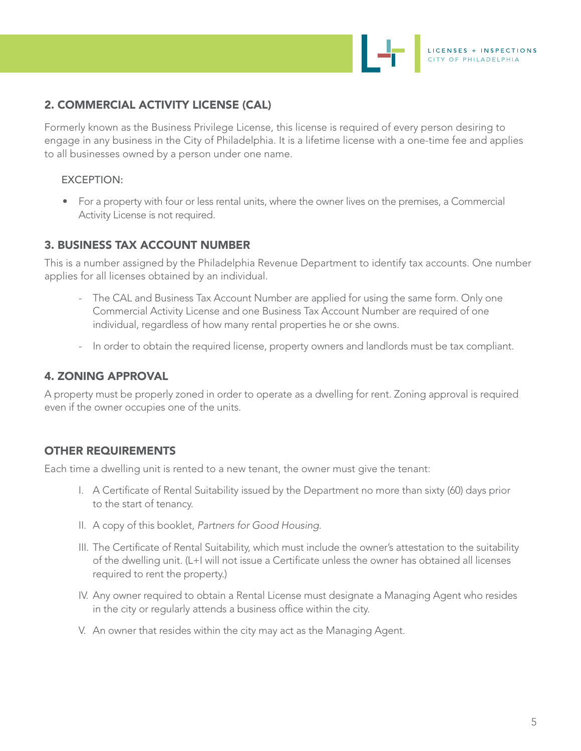## 2. COMMERCIAL ACTIVITY LICENSE (CAL)

Formerly known as the Business Privilege License, this license is required of every person desiring to engage in any business in the City of Philadelphia. It is a lifetime license with a one-time fee and applies to all businesses owned by a person under one name.

EXCEPTION:

- For a property with four or less rental units, where the owner lives on the premises, a Commercial Activity License is not required.

## 3. BUSINESS TAX ACCOUNT NUMBER

This is a number assigned by the Philadelphia Revenue Department to identify tax accounts. One number applies for all licenses obtained by an individual.

- The CAL and Business Tax Account Number are applied for using the same form. Only one Commercial Activity License and one Business Tax Account Number are required of one individual, regardless of how many rental properties he or she owns.
- In order to obtain the required license, property owners and landlords must be tax compliant.

## 4. ZONING APPROVAL

A property must be properly zoned in order to operate as a dwelling for rent. Zoning approval is required even if the owner occupies one of the units.

## OTHER REQUIREMENTS

Each time a dwelling unit is rented to a new tenant, the owner must give the tenant:

I. A Certificate of Rental Suitability issued by the Department no more than sixty (60) days prior to the start of tenancy.

II. A copy of this booklet, *Partners for Good Housing.*

III. The Certificate of Rental Suitability, which must include the owner's attestation to the suitability of the dwelling unit. (L+I will not issue a Certificate unless the owner has obtained all licenses required to rent the property.)

IV. Any owner required to obtain a Rental License must designate a Managing Agent who resides in the city or regularly attends a business office within the city.

V. An owner that resides within the city may act as the Managing Agent.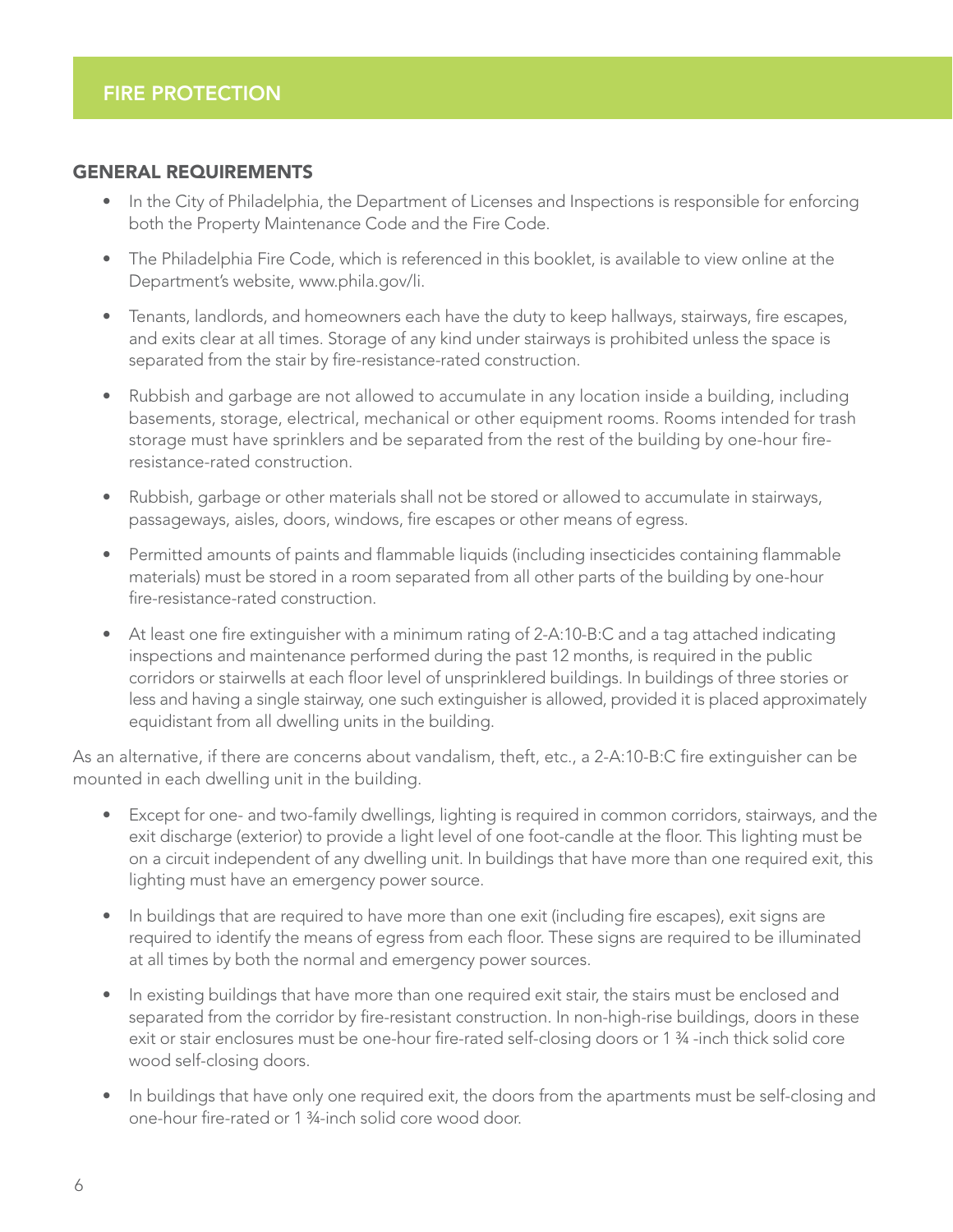# FIRE PROTECTION

## GENERAL REQUIREMENTS

- In the City of Philadelphia, the Department of Licenses and Inspections is responsible for enforcing both the Property Maintenance Code and the Fire Code.
- The Philadelphia Fire Code, which is referenced in this booklet, is available to view online at the Department's website, www.phila.gov/li.
- Tenants, landlords, and homeowners each have the duty to keep hallways, stairways, fire escapes, and exits clear at all times. Storage of any kind under stairways is prohibited unless the space is separated from the stair by fire-resistance-rated construction.
- Rubbish and garbage are not allowed to accumulate in any location inside a building, including basements, storage, electrical, mechanical or other equipment rooms. Rooms intended for trash storage must have sprinklers and be separated from the rest of the building by one-hour fire-resistance-rated construction.
- Rubbish, garbage or other materials shall not be stored or allowed to accumulate in stairways, passageways, aisles, doors, windows, fire escapes or other means of egress.
- Permitted amounts of paints and flammable liquids (including insecticides containing flammable materials) must be stored in a room separated from all other parts of the building by one-hour fire-resistance-rated construction.
- At least one fire extinguisher with a minimum rating of 2-A:10-B:C and a tag attached indicating inspections and maintenance performed during the past 12 months, is required in the public corridors or stairwells at each floor level of unsprinklered buildings. In buildings of three stories or less and having a single stairway, one such extinguisher is allowed, provided it is placed approximately equidistant from all dwelling units in the building.

As an alternative, if there are concerns about vandalism, theft, etc., a 2-A:10-B:C fire extinguisher can be mounted in each dwelling unit in the building.

- Except for one- and two-family dwellings, lighting is required in common corridors, stairways, and the exit discharge (exterior) to provide a light level of one foot-candle at the floor. This lighting must be on a circuit independent of any dwelling unit. In buildings that have more than one required exit, this lighting must have an emergency power source.
- In buildings that are required to have more than one exit (including fire escapes), exit signs are required to identify the means of egress from each floor. These signs are required to be illuminated at all times by both the normal and emergency power sources.
- In existing buildings that have more than one required exit stair, the stairs must be enclosed and separated from the corridor by fire-resistant construction. In non-high-rise buildings, doors in these exit or stair enclosures must be one-hour fire-rated self-closing doors or 1 ¾ -inch thick solid core wood self-closing doors.
- In buildings that have only one required exit, the doors from the apartments must be self-closing and one-hour fire-rated or 1 ¾-inch solid core wood door.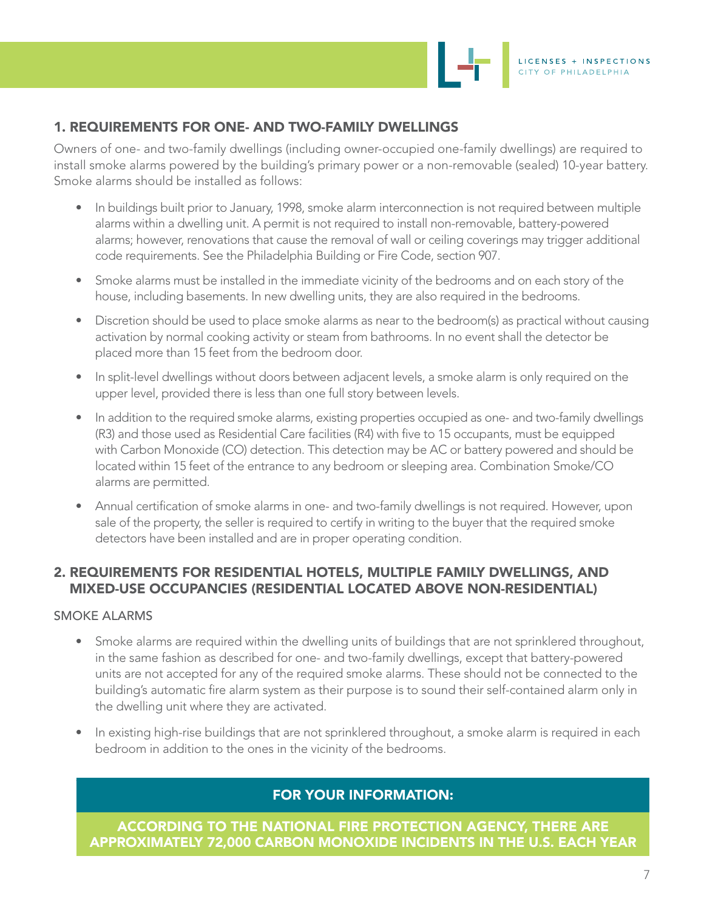## 1. REQUIREMENTS FOR ONE- AND TWO-FAMILY DWELLINGS

Owners of one- and two-family dwellings (including owner-occupied one-family dwellings) are required to install smoke alarms powered by the building's primary power or a non-removable (sealed) 10-year battery. Smoke alarms should be installed as follows:

- In buildings built prior to January, 1998, smoke alarm interconnection is not required between multiple alarms within a dwelling unit. A permit is not required to install non-removable, battery-powered alarms; however, renovations that cause the removal of wall or ceiling coverings may trigger additional code requirements. See the Philadelphia Building or Fire Code, section 907.
- Smoke alarms must be installed in the immediate vicinity of the bedrooms and on each story of the house, including basements. In new dwelling units, they are also required in the bedrooms.
- Discretion should be used to place smoke alarms as near to the bedroom(s) as practical without causing activation by normal cooking activity or steam from bathrooms. In no event shall the detector be placed more than 15 feet from the bedroom door.
- In split-level dwellings without doors between adjacent levels, a smoke alarm is only required on the upper level, provided there is less than one full story between levels.
- In addition to the required smoke alarms, existing properties occupied as one- and two-family dwellings (R3) and those used as Residential Care facilities (R4) with five to 15 occupants, must be equipped with Carbon Monoxide (CO) detection. This detection may be AC or battery powered and should be located within 15 feet of the entrance to any bedroom or sleeping area. Combination Smoke/CO alarms are permitted.
- Annual certification of smoke alarms in one- and two-family dwellings is not required. However, upon sale of the property, the seller is required to certify in writing to the buyer that the required smoke detectors have been installed and are in proper operating condition.

## 2. REQUIREMENTS FOR RESIDENTIAL HOTELS, MULTIPLE FAMILY DWELLINGS, AND MIXED-USE OCCUPANCIES (RESIDENTIAL LOCATED ABOVE NON-RESIDENTIAL)

SMOKE ALARMS

- Smoke alarms are required within the dwelling units of buildings that are not sprinklered throughout, in the same fashion as described for one- and two-family dwellings, except that battery-powered units are not accepted for any of the required smoke alarms. These should not be connected to the building's automatic fire alarm system as their purpose is to sound their self-contained alarm only in the dwelling unit where they are activated.
- In existing high-rise buildings that are not sprinklered throughout, a smoke alarm is required in each bedroom in addition to the ones in the vicinity of the bedrooms.

**FOR YOUR INFORMATION:**

**ACCORDING TO THE NATIONAL FIRE PROTECTION AGENCY, THERE ARE APPROXIMATELY 72,000 CARBON MONOXIDE INCIDENTS IN THE U.S. EACH YEAR**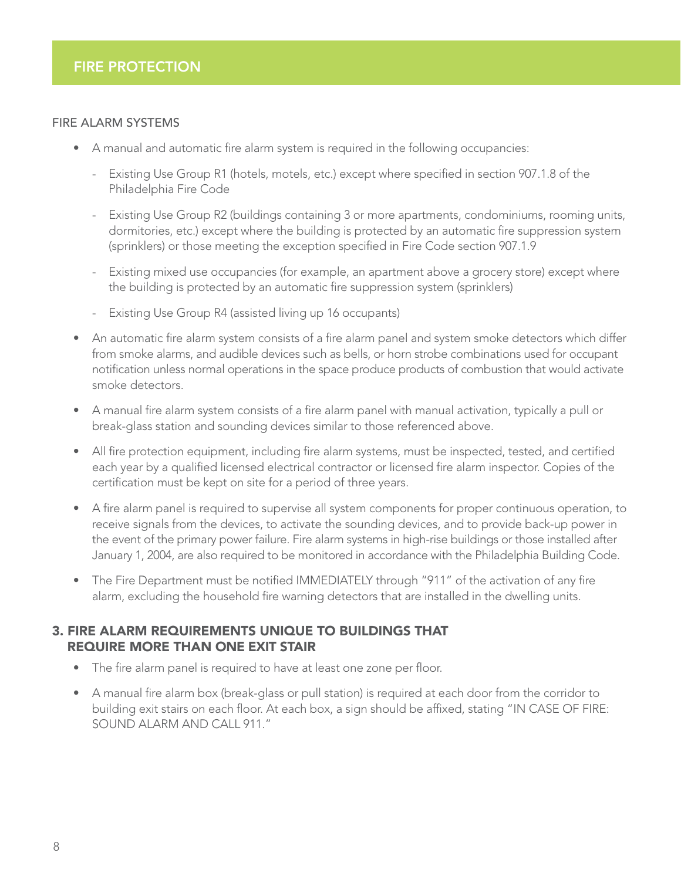## FIRE PROTECTION

### FIRE ALARM SYSTEMS

- A manual and automatic fire alarm system is required in the following occupancies:
  - Existing Use Group R1 (hotels, motels, etc.) except where specified in section 907.1.8 of the Philadelphia Fire Code
  - Existing Use Group R2 (buildings containing 3 or more apartments, condominiums, rooming units, dormitories, etc.) except where the building is protected by an automatic fire suppression system (sprinklers) or those meeting the exception specified in Fire Code section 907.1.9
  - Existing mixed use occupancies (for example, an apartment above a grocery store) except where the building is protected by an automatic fire suppression system (sprinklers)
  - Existing Use Group R4 (assisted living up 16 occupants)
- An automatic fire alarm system consists of a fire alarm panel and system smoke detectors which differ from smoke alarms, and audible devices such as bells, or horn strobe combinations used for occupant notification unless normal operations in the space produce products of combustion that would activate smoke detectors.
- A manual fire alarm system consists of a fire alarm panel with manual activation, typically a pull or break-glass station and sounding devices similar to those referenced above.
- All fire protection equipment, including fire alarm systems, must be inspected, tested, and certified each year by a qualified licensed electrical contractor or licensed fire alarm inspector. Copies of the certification must be kept on site for a period of three years.
- A fire alarm panel is required to supervise all system components for proper continuous operation, to receive signals from the devices, to activate the sounding devices, and to provide back-up power in the event of the primary power failure. Fire alarm systems in high-rise buildings or those installed after January 1, 2004, are also required to be monitored in accordance with the Philadelphia Building Code.
- The Fire Department must be notified IMMEDIATELY through "911" of the activation of any fire alarm, excluding the household fire warning detectors that are installed in the dwelling units.

### 3. FIRE ALARM REQUIREMENTS UNIQUE TO BUILDINGS THAT REQUIRE MORE THAN ONE EXIT STAIR

- The fire alarm panel is required to have at least one zone per floor.
- A manual fire alarm box (break-glass or pull station) is required at each door from the corridor to building exit stairs on each floor. At each box, a sign should be affixed, stating "IN CASE OF FIRE: SOUND ALARM AND CALL 911."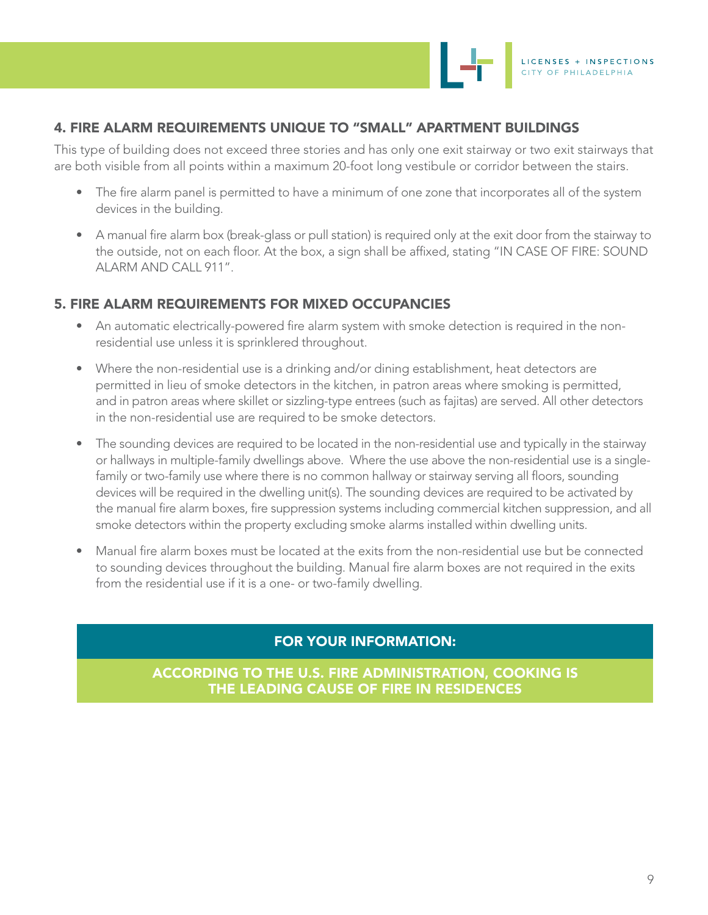## 4. FIRE ALARM REQUIREMENTS UNIQUE TO "SMALL" APARTMENT BUILDINGS

This type of building does not exceed three stories and has only one exit stairway or two exit stairways that are both visible from all points within a maximum 20-foot long vestibule or corridor between the stairs.

- The fire alarm panel is permitted to have a minimum of one zone that incorporates all of the system devices in the building.
- A manual fire alarm box (break-glass or pull station) is required only at the exit door from the stairway to the outside, not on each floor. At the box, a sign shall be affixed, stating "IN CASE OF FIRE: SOUND ALARM AND CALL 911".

## 5. FIRE ALARM REQUIREMENTS FOR MIXED OCCUPANCIES

- An automatic electrically-powered fire alarm system with smoke detection is required in the non-residential use unless it is sprinklered throughout.
- Where the non-residential use is a drinking and/or dining establishment, heat detectors are permitted in lieu of smoke detectors in the kitchen, in patron areas where smoking is permitted, and in patron areas where skillet or sizzling-type entrees (such as fajitas) are served. All other detectors in the non-residential use are required to be smoke detectors.
- The sounding devices are required to be located in the non-residential use and typically in the stairway or hallways in multiple-family dwellings above. Where the use above the non-residential use is a single-family or two-family use where there is no common hallway or stairway serving all floors, sounding devices will be required in the dwelling unit(s). The sounding devices are required to be activated by the manual fire alarm boxes, fire suppression systems including commercial kitchen suppression, and all smoke detectors within the property excluding smoke alarms installed within dwelling units.
- Manual fire alarm boxes must be located at the exits from the non-residential use but be connected to sounding devices throughout the building. Manual fire alarm boxes are not required in the exits from the residential use if it is a one- or two-family dwelling.

**FOR YOUR INFORMATION:**

**ACCORDING TO THE U.S. FIRE ADMINISTRATION, COOKING IS THE LEADING CAUSE OF FIRE IN RESIDENCES**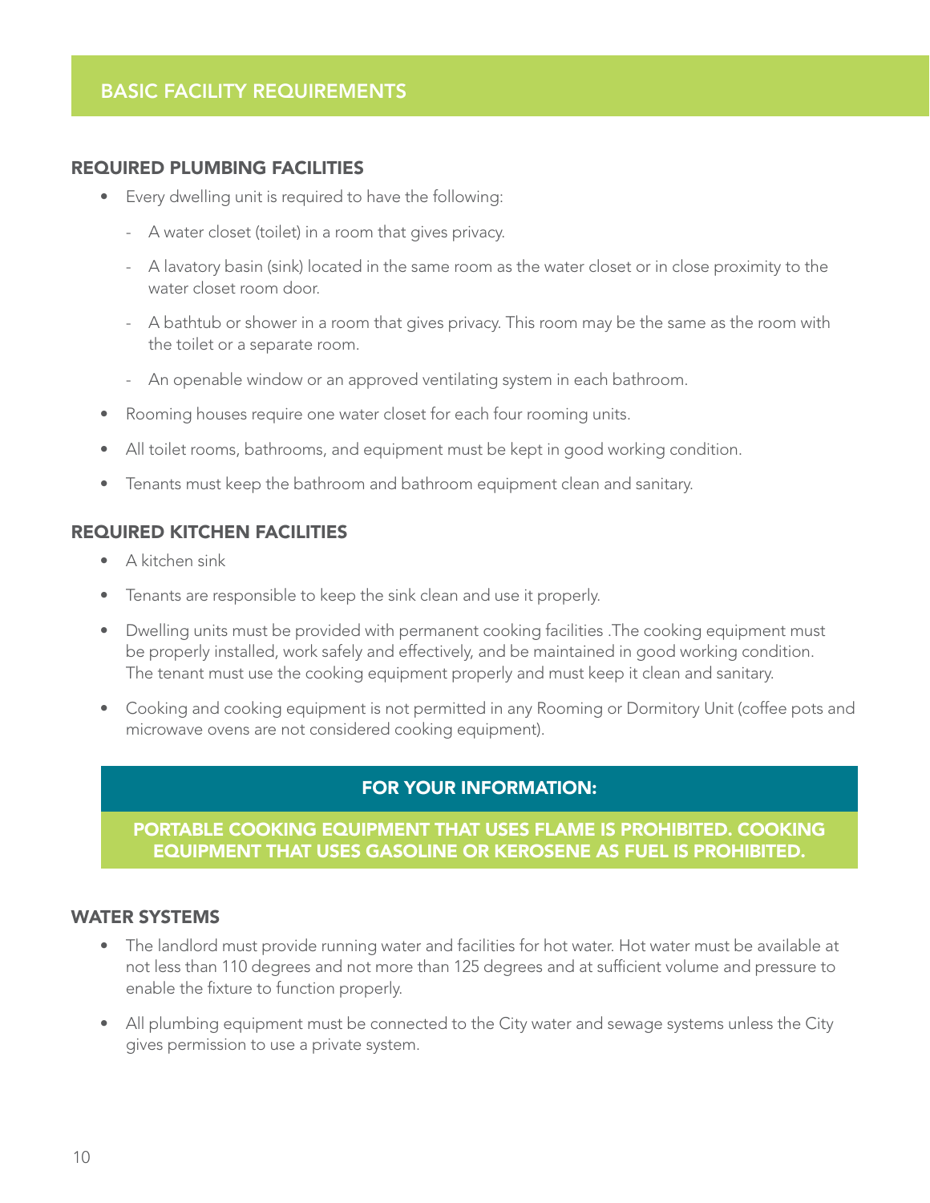## BASIC FACILITY REQUIREMENTS

### REQUIRED PLUMBING FACILITIES

- Every dwelling unit is required to have the following:
  - A water closet (toilet) in a room that gives privacy.
  - A lavatory basin (sink) located in the same room as the water closet or in close proximity to the water closet room door.
  - A bathtub or shower in a room that gives privacy. This room may be the same as the room with the toilet or a separate room.
  - An openable window or an approved ventilating system in each bathroom.
- Rooming houses require one water closet for each four rooming units.
- All toilet rooms, bathrooms, and equipment must be kept in good working condition.
- Tenants must keep the bathroom and bathroom equipment clean and sanitary.

### REQUIRED KITCHEN FACILITIES

- A kitchen sink
- Tenants are responsible to keep the sink clean and use it properly.
- Dwelling units must be provided with permanent cooking facilities .The cooking equipment must be properly installed, work safely and effectively, and be maintained in good working condition. The tenant must use the cooking equipment properly and must keep it clean and sanitary.
- Cooking and cooking equipment is not permitted in any Rooming or Dormitory Unit (coffee pots and microwave ovens are not considered cooking equipment).

**FOR YOUR INFORMATION:**

**PORTABLE COOKING EQUIPMENT THAT USES FLAME IS PROHIBITED. COOKING EQUIPMENT THAT USES GASOLINE OR KEROSENE AS FUEL IS PROHIBITED.**

### WATER SYSTEMS

- The landlord must provide running water and facilities for hot water. Hot water must be available at not less than 110 degrees and not more than 125 degrees and at sufficient volume and pressure to enable the fixture to function properly.
- All plumbing equipment must be connected to the City water and sewage systems unless the City gives permission to use a private system.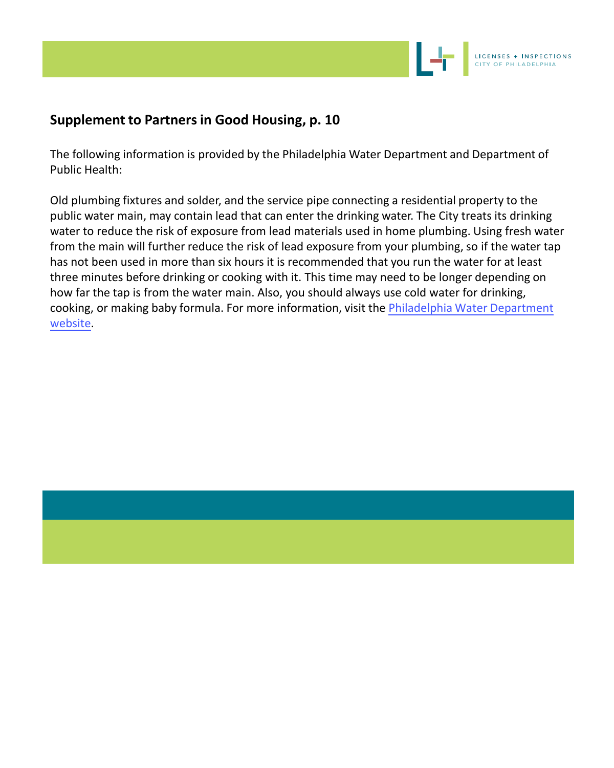## Supplement to Partners in Good Housing, p. 10

The following information is provided by the Philadelphia Water Department and Department of Public Health:

Old plumbing fixtures and solder, and the service pipe connecting a residential property to the public water main, may contain lead that can enter the drinking water. The City treats its drinking water to reduce the risk of exposure from lead materials used in home plumbing. Using fresh water from the main will further reduce the risk of lead exposure from your plumbing, so if the water tap has not been used in more than six hours it is recommended that you run the water for at least three minutes before drinking or cooking with it. This time may need to be longer depending on how far the tap is from the water main. Also, you should always use cold water for drinking, cooking, or making baby formula. For more information, visit the Philadelphia Water Department website.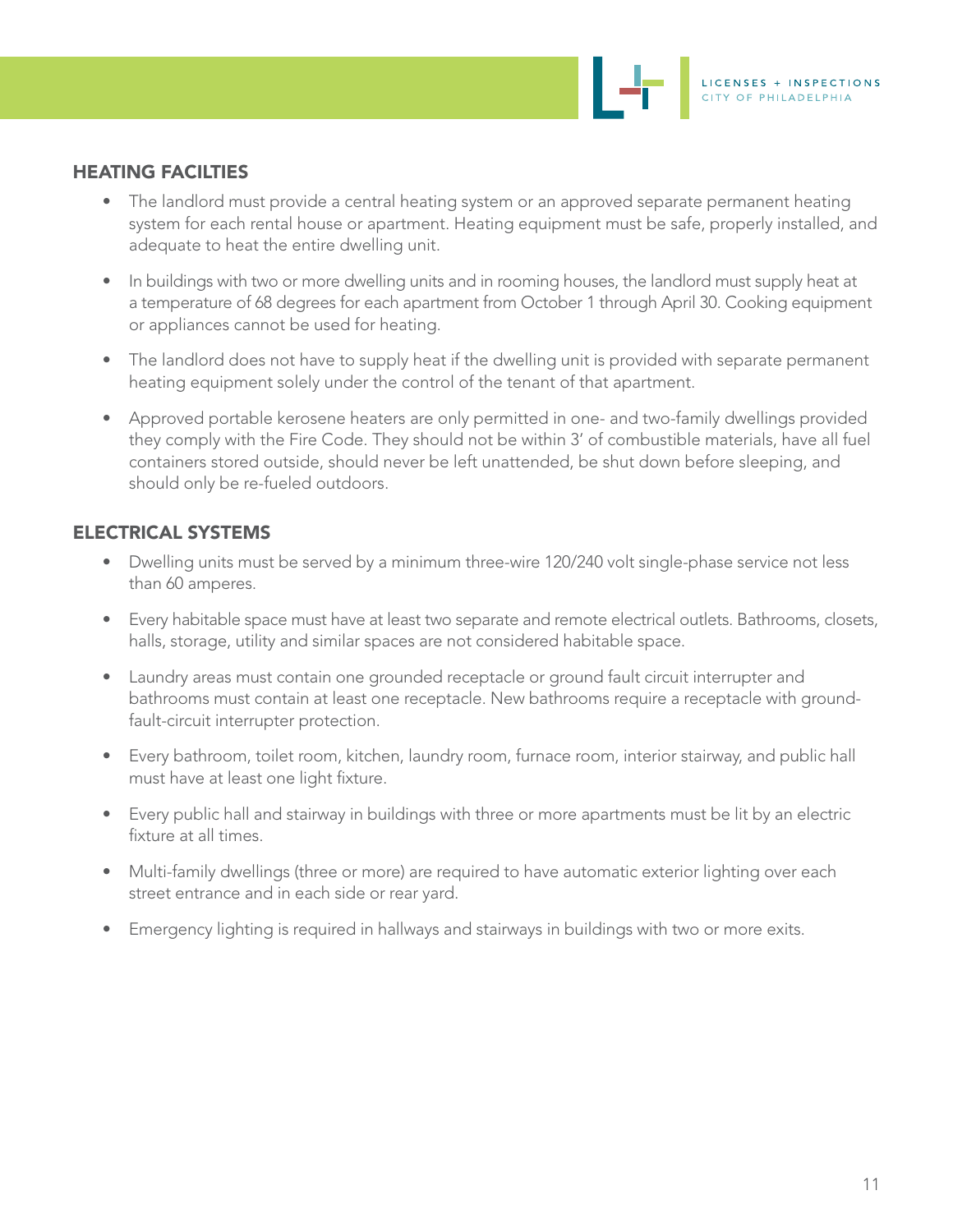## HEATING FACILTIES

- The landlord must provide a central heating system or an approved separate permanent heating system for each rental house or apartment. Heating equipment must be safe, properly installed, and adequate to heat the entire dwelling unit.
- In buildings with two or more dwelling units and in rooming houses, the landlord must supply heat at a temperature of 68 degrees for each apartment from October 1 through April 30. Cooking equipment or appliances cannot be used for heating.
- The landlord does not have to supply heat if the dwelling unit is provided with separate permanent heating equipment solely under the control of the tenant of that apartment.
- Approved portable kerosene heaters are only permitted in one- and two-family dwellings provided they comply with the Fire Code. They should not be within 3' of combustible materials, have all fuel containers stored outside, should never be left unattended, be shut down before sleeping, and should only be re-fueled outdoors.

## ELECTRICAL SYSTEMS

- Dwelling units must be served by a minimum three-wire 120/240 volt single-phase service not less than 60 amperes.
- Every habitable space must have at least two separate and remote electrical outlets. Bathrooms, closets, halls, storage, utility and similar spaces are not considered habitable space.
- Laundry areas must contain one grounded receptacle or ground fault circuit interrupter and bathrooms must contain at least one receptacle. New bathrooms require a receptacle with ground-fault-circuit interrupter protection.
- Every bathroom, toilet room, kitchen, laundry room, furnace room, interior stairway, and public hall must have at least one light fixture.
- Every public hall and stairway in buildings with three or more apartments must be lit by an electric fixture at all times.
- Multi-family dwellings (three or more) are required to have automatic exterior lighting over each street entrance and in each side or rear yard.
- Emergency lighting is required in hallways and stairways in buildings with two or more exits.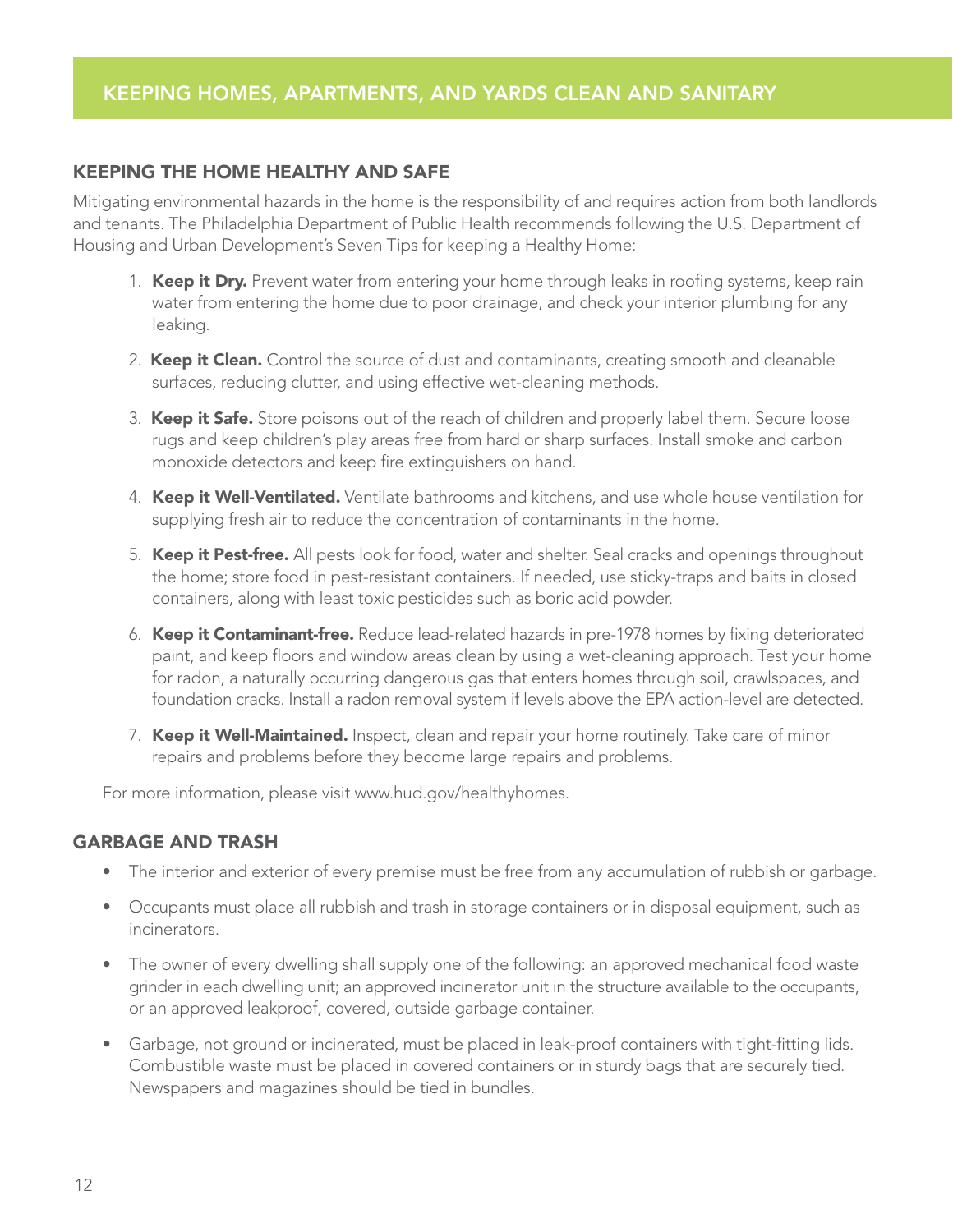## KEEPING HOMES, APARTMENTS, AND YARDS CLEAN AND SANITARY

### KEEPING THE HOME HEALTHY AND SAFE

Mitigating environmental hazards in the home is the responsibility of and requires action from both landlords and tenants. The Philadelphia Department of Public Health recommends following the U.S. Department of Housing and Urban Development's Seven Tips for keeping a Healthy Home:

1. **Keep it Dry.** Prevent water from entering your home through leaks in roofing systems, keep rain water from entering the home due to poor drainage, and check your interior plumbing for any leaking.
2. **Keep it Clean.** Control the source of dust and contaminants, creating smooth and cleanable surfaces, reducing clutter, and using effective wet-cleaning methods.
3. **Keep it Safe.** Store poisons out of the reach of children and properly label them. Secure loose rugs and keep children's play areas free from hard or sharp surfaces. Install smoke and carbon monoxide detectors and keep fire extinguishers on hand.
4. **Keep it Well-Ventilated.** Ventilate bathrooms and kitchens, and use whole house ventilation for supplying fresh air to reduce the concentration of contaminants in the home.
5. **Keep it Pest-free.** All pests look for food, water and shelter. Seal cracks and openings throughout the home; store food in pest-resistant containers. If needed, use sticky-traps and baits in closed containers, along with least toxic pesticides such as boric acid powder.
6. **Keep it Contaminant-free.** Reduce lead-related hazards in pre-1978 homes by fixing deteriorated paint, and keep floors and window areas clean by using a wet-cleaning approach. Test your home for radon, a naturally occurring dangerous gas that enters homes through soil, crawlspaces, and foundation cracks. Install a radon removal system if levels above the EPA action-level are detected.
7. **Keep it Well-Maintained.** Inspect, clean and repair your home routinely. Take care of minor repairs and problems before they become large repairs and problems.

For more information, please visit www.hud.gov/healthyhomes.

### GARBAGE AND TRASH

- The interior and exterior of every premise must be free from any accumulation of rubbish or garbage.
- Occupants must place all rubbish and trash in storage containers or in disposal equipment, such as incinerators.
- The owner of every dwelling shall supply one of the following: an approved mechanical food waste grinder in each dwelling unit; an approved incinerator unit in the structure available to the occupants, or an approved leakproof, covered, outside garbage container.
- Garbage, not ground or incinerated, must be placed in leak-proof containers with tight-fitting lids. Combustible waste must be placed in covered containers or in sturdy bags that are securely tied. Newspapers and magazines should be tied in bundles.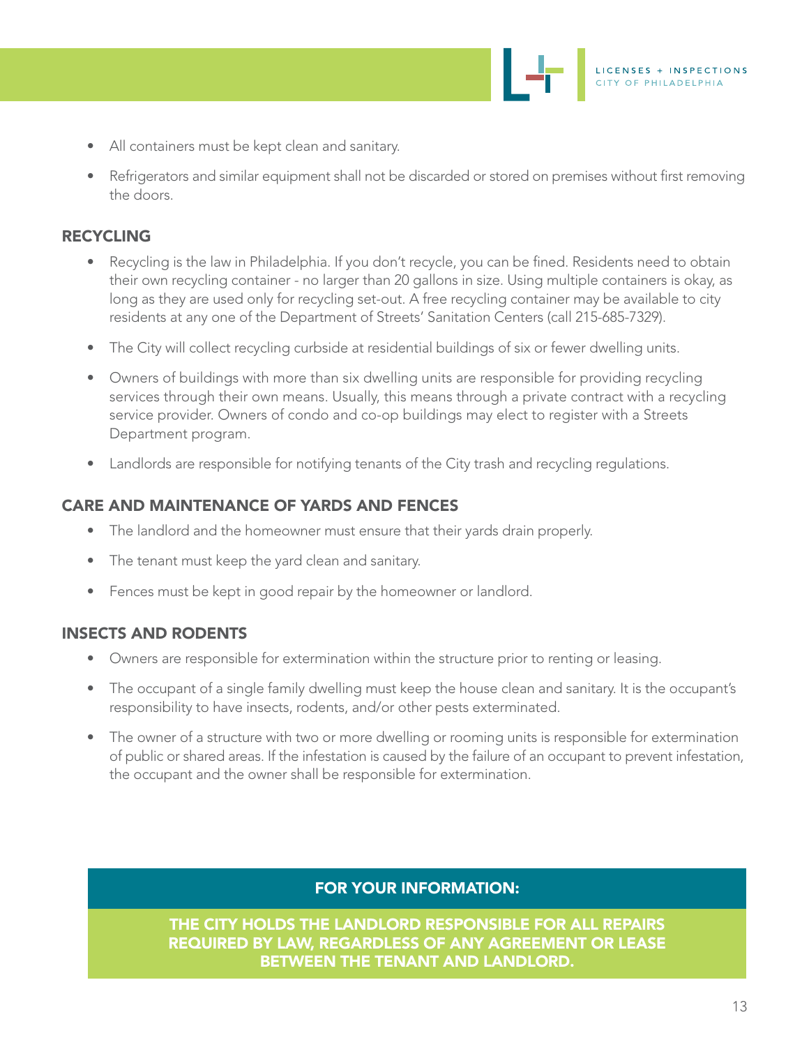- All containers must be kept clean and sanitary.
- Refrigerators and similar equipment shall not be discarded or stored on premises without first removing the doors.

## RECYCLING

- Recycling is the law in Philadelphia. If you don't recycle, you can be fined. Residents need to obtain their own recycling container - no larger than 20 gallons in size. Using multiple containers is okay, as long as they are used only for recycling set-out. A free recycling container may be available to city residents at any one of the Department of Streets' Sanitation Centers (call 215-685-7329).
- The City will collect recycling curbside at residential buildings of six or fewer dwelling units.
- Owners of buildings with more than six dwelling units are responsible for providing recycling services through their own means. Usually, this means through a private contract with a recycling service provider. Owners of condo and co-op buildings may elect to register with a Streets Department program.
- Landlords are responsible for notifying tenants of the City trash and recycling regulations.

## CARE AND MAINTENANCE OF YARDS AND FENCES

- The landlord and the homeowner must ensure that their yards drain properly.
- The tenant must keep the yard clean and sanitary.
- Fences must be kept in good repair by the homeowner or landlord.

## INSECTS AND RODENTS

- Owners are responsible for extermination within the structure prior to renting or leasing.
- The occupant of a single family dwelling must keep the house clean and sanitary. It is the occupant's responsibility to have insects, rodents, and/or other pests exterminated.
- The owner of a structure with two or more dwelling or rooming units is responsible for extermination of public or shared areas. If the infestation is caused by the failure of an occupant to prevent infestation, the occupant and the owner shall be responsible for extermination.

**FOR YOUR INFORMATION:**

**THE CITY HOLDS THE LANDLORD RESPONSIBLE FOR ALL REPAIRS REQUIRED BY LAW, REGARDLESS OF ANY AGREEMENT OR LEASE BETWEEN THE TENANT AND LANDLORD.**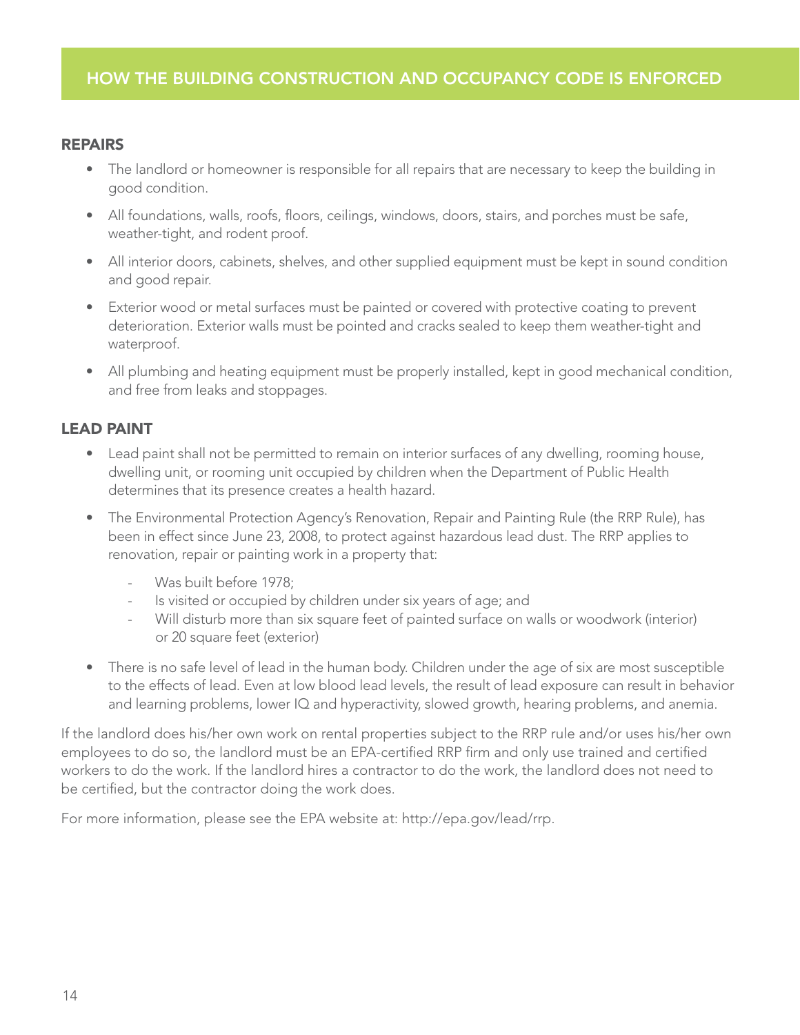# HOW THE BUILDING CONSTRUCTION AND OCCUPANCY CODE IS ENFORCED

## REPAIRS

- The landlord or homeowner is responsible for all repairs that are necessary to keep the building in good condition.
- All foundations, walls, roofs, floors, ceilings, windows, doors, stairs, and porches must be safe, weather-tight, and rodent proof.
- All interior doors, cabinets, shelves, and other supplied equipment must be kept in sound condition and good repair.
- Exterior wood or metal surfaces must be painted or covered with protective coating to prevent deterioration. Exterior walls must be pointed and cracks sealed to keep them weather-tight and waterproof.
- All plumbing and heating equipment must be properly installed, kept in good mechanical condition, and free from leaks and stoppages.

## LEAD PAINT

- Lead paint shall not be permitted to remain on interior surfaces of any dwelling, rooming house, dwelling unit, or rooming unit occupied by children when the Department of Public Health determines that its presence creates a health hazard.
- The Environmental Protection Agency's Renovation, Repair and Painting Rule (the RRP Rule), has been in effect since June 23, 2008, to protect against hazardous lead dust. The RRP applies to renovation, repair or painting work in a property that:
  - Was built before 1978;
  - Is visited or occupied by children under six years of age; and
  - Will disturb more than six square feet of painted surface on walls or woodwork (interior) or 20 square feet (exterior)
- There is no safe level of lead in the human body. Children under the age of six are most susceptible to the effects of lead. Even at low blood lead levels, the result of lead exposure can result in behavior and learning problems, lower IQ and hyperactivity, slowed growth, hearing problems, and anemia.

If the landlord does his/her own work on rental properties subject to the RRP rule and/or uses his/her own employees to do so, the landlord must be an EPA-certified RRP firm and only use trained and certified workers to do the work. If the landlord hires a contractor to do the work, the landlord does not need to be certified, but the contractor doing the work does.

For more information, please see the EPA website at: http://epa.gov/lead/rrp.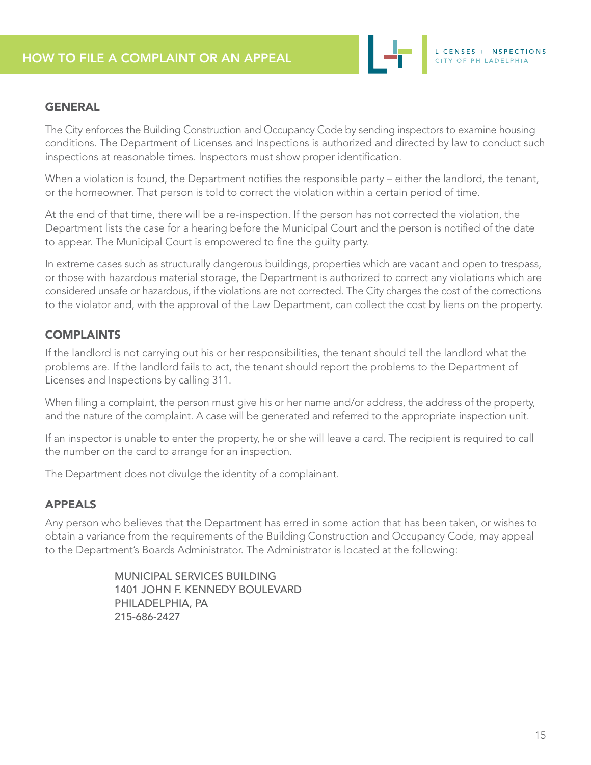# HOW TO FILE A COMPLAINT OR AN APPEAL

## GENERAL

The City enforces the Building Construction and Occupancy Code by sending inspectors to examine housing conditions. The Department of Licenses and Inspections is authorized and directed by law to conduct such inspections at reasonable times. Inspectors must show proper identification.

When a violation is found, the Department notifies the responsible party – either the landlord, the tenant, or the homeowner. That person is told to correct the violation within a certain period of time.

At the end of that time, there will be a re-inspection. If the person has not corrected the violation, the Department lists the case for a hearing before the Municipal Court and the person is notified of the date to appear. The Municipal Court is empowered to fine the guilty party.

In extreme cases such as structurally dangerous buildings, properties which are vacant and open to trespass, or those with hazardous material storage, the Department is authorized to correct any violations which are considered unsafe or hazardous, if the violations are not corrected. The City charges the cost of the corrections to the violator and, with the approval of the Law Department, can collect the cost by liens on the property.

## COMPLAINTS

If the landlord is not carrying out his or her responsibilities, the tenant should tell the landlord what the problems are. If the landlord fails to act, the tenant should report the problems to the Department of Licenses and Inspections by calling 311.

When filing a complaint, the person must give his or her name and/or address, the address of the property, and the nature of the complaint. A case will be generated and referred to the appropriate inspection unit.

If an inspector is unable to enter the property, he or she will leave a card. The recipient is required to call the number on the card to arrange for an inspection.

The Department does not divulge the identity of a complainant.

## APPEALS

Any person who believes that the Department has erred in some action that has been taken, or wishes to obtain a variance from the requirements of the Building Construction and Occupancy Code, may appeal to the Department's Boards Administrator. The Administrator is located at the following:

MUNICIPAL SERVICES BUILDING
1401 JOHN F. KENNEDY BOULEVARD
PHILADELPHIA, PA
215-686-2427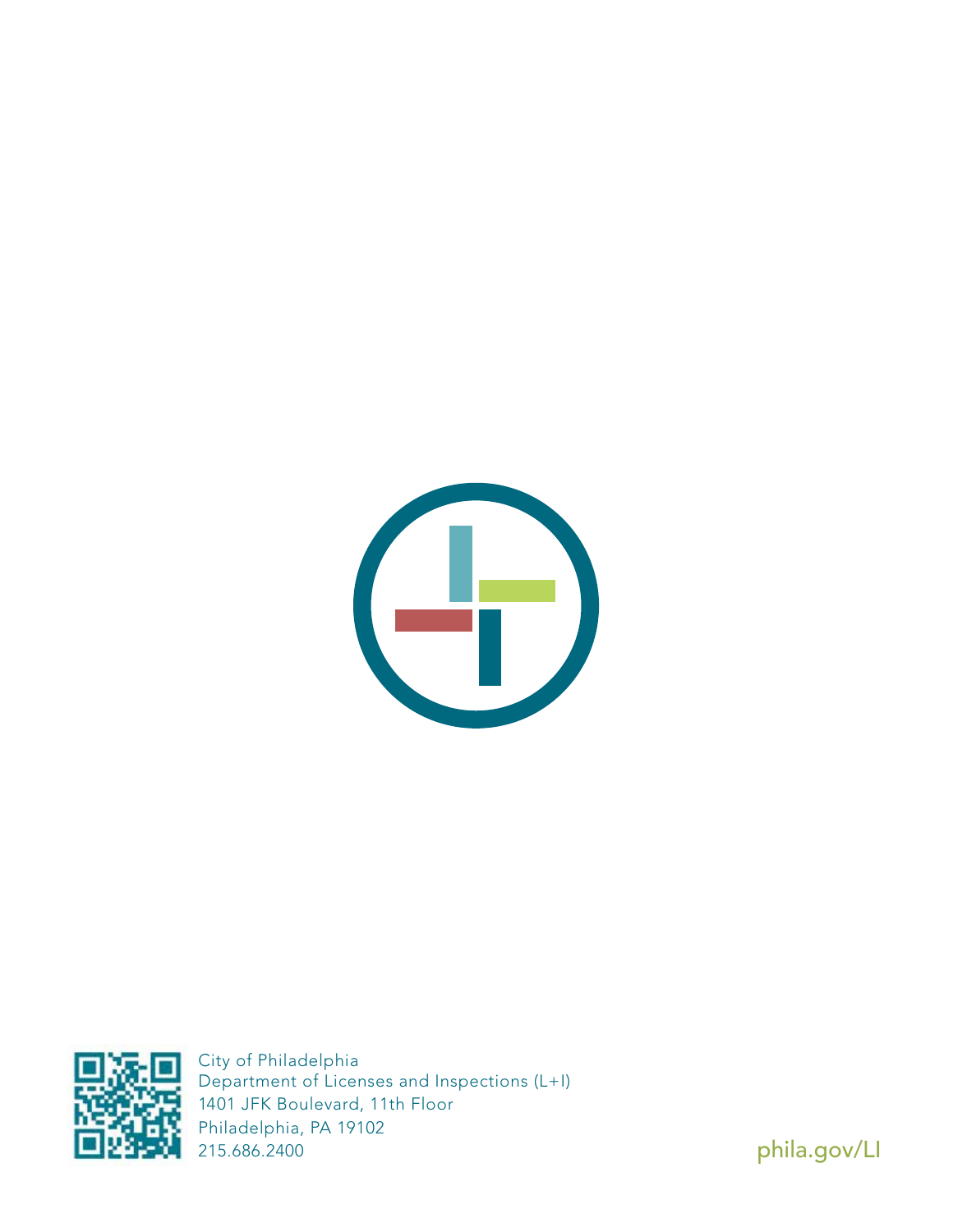City of Philadelphia
Department of Licenses and Inspections (L+I)
1401 JFK Boulevard, 11th Floor
Philadelphia, PA 19102
215.686.2400

phila.gov/LI